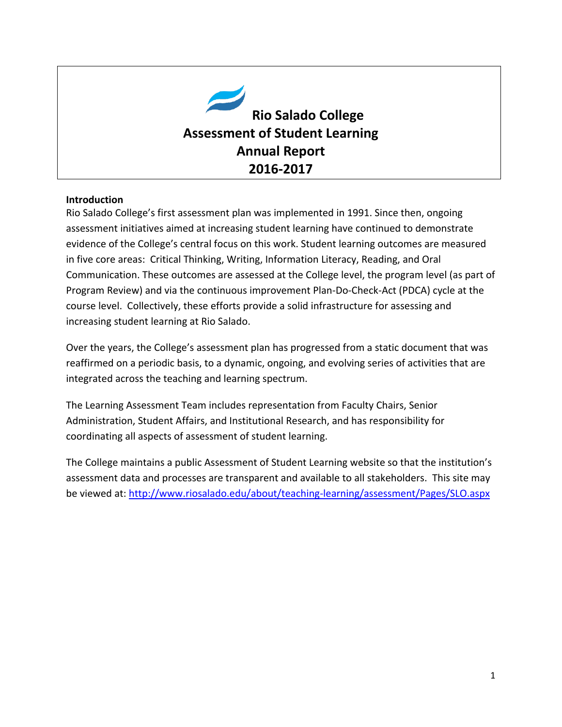# Rio Salado College
# Assessment of Student Learning
# Annual Report
# 2016-2017

**Introduction**

Rio Salado College's first assessment plan was implemented in 1991. Since then, ongoing assessment initiatives aimed at increasing student learning have continued to demonstrate evidence of the College's central focus on this work. Student learning outcomes are measured in five core areas: Critical Thinking, Writing, Information Literacy, Reading, and Oral Communication. These outcomes are assessed at the College level, the program level (as part of Program Review) and via the continuous improvement Plan-Do-Check-Act (PDCA) cycle at the course level. Collectively, these efforts provide a solid infrastructure for assessing and increasing student learning at Rio Salado.

Over the years, the College's assessment plan has progressed from a static document that was reaffirmed on a periodic basis, to a dynamic, ongoing, and evolving series of activities that are integrated across the teaching and learning spectrum.

The Learning Assessment Team includes representation from Faculty Chairs, Senior Administration, Student Affairs, and Institutional Research, and has responsibility for coordinating all aspects of assessment of student learning.

The College maintains a public Assessment of Student Learning website so that the institution's assessment data and processes are transparent and available to all stakeholders. This site may be viewed at: http://www.riosalado.edu/about/teaching-learning/assessment/Pages/SLO.aspx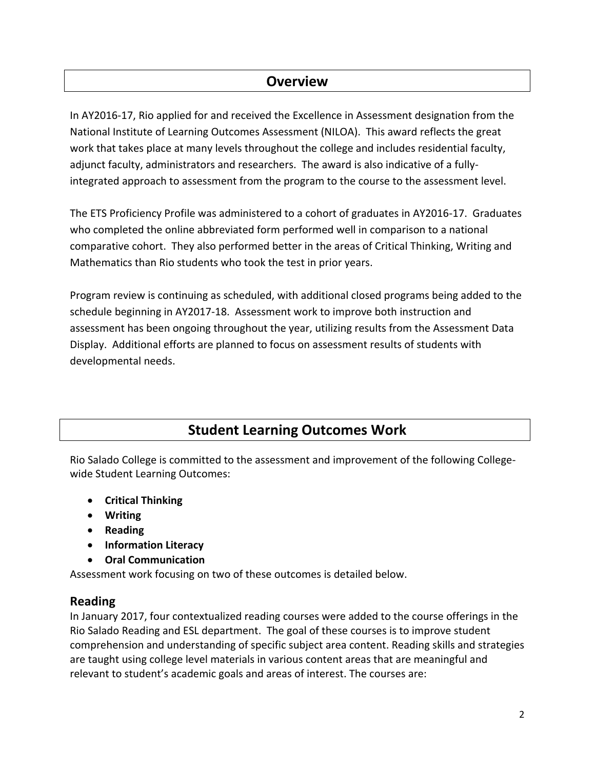## Overview

In AY2016-17, Rio applied for and received the Excellence in Assessment designation from the National Institute of Learning Outcomes Assessment (NILOA). This award reflects the great work that takes place at many levels throughout the college and includes residential faculty, adjunct faculty, administrators and researchers. The award is also indicative of a fully-integrated approach to assessment from the program to the course to the assessment level.

The ETS Proficiency Profile was administered to a cohort of graduates in AY2016-17. Graduates who completed the online abbreviated form performed well in comparison to a national comparative cohort. They also performed better in the areas of Critical Thinking, Writing and Mathematics than Rio students who took the test in prior years.

Program review is continuing as scheduled, with additional closed programs being added to the schedule beginning in AY2017-18. Assessment work to improve both instruction and assessment has been ongoing throughout the year, utilizing results from the Assessment Data Display. Additional efforts are planned to focus on assessment results of students with developmental needs.

## Student Learning Outcomes Work

Rio Salado College is committed to the assessment and improvement of the following College-wide Student Learning Outcomes:

- **Critical Thinking**
- **Writing**
- **Reading**
- **Information Literacy**
- **Oral Communication**

Assessment work focusing on two of these outcomes is detailed below.

### Reading

In January 2017, four contextualized reading courses were added to the course offerings in the Rio Salado Reading and ESL department. The goal of these courses is to improve student comprehension and understanding of specific subject area content. Reading skills and strategies are taught using college level materials in various content areas that are meaningful and relevant to student's academic goals and areas of interest. The courses are: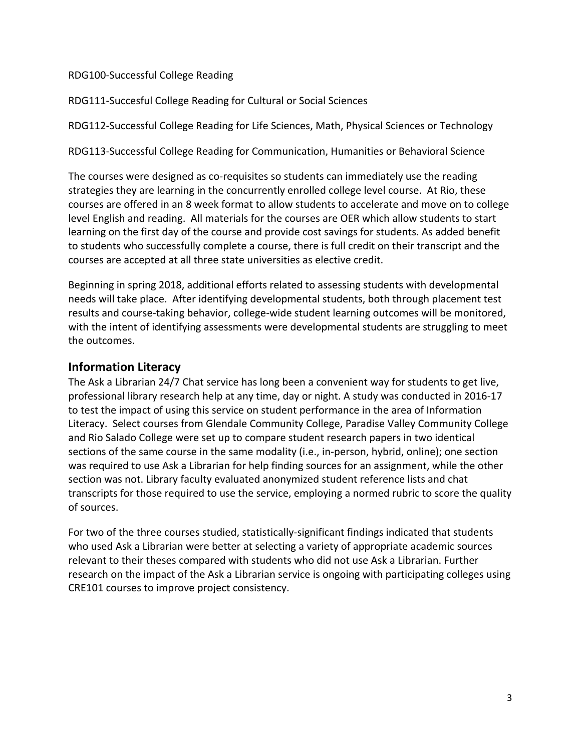RDG100-Successful College Reading

RDG111-Succesful College Reading for Cultural or Social Sciences

RDG112-Successful College Reading for Life Sciences, Math, Physical Sciences or Technology

RDG113-Successful College Reading for Communication, Humanities or Behavioral Science

The courses were designed as co-requisites so students can immediately use the reading strategies they are learning in the concurrently enrolled college level course. At Rio, these courses are offered in an 8 week format to allow students to accelerate and move on to college level English and reading. All materials for the courses are OER which allow students to start learning on the first day of the course and provide cost savings for students. As added benefit to students who successfully complete a course, there is full credit on their transcript and the courses are accepted at all three state universities as elective credit.

Beginning in spring 2018, additional efforts related to assessing students with developmental needs will take place. After identifying developmental students, both through placement test results and course-taking behavior, college-wide student learning outcomes will be monitored, with the intent of identifying assessments were developmental students are struggling to meet the outcomes.

## Information Literacy

The Ask a Librarian 24/7 Chat service has long been a convenient way for students to get live, professional library research help at any time, day or night. A study was conducted in 2016-17 to test the impact of using this service on student performance in the area of Information Literacy. Select courses from Glendale Community College, Paradise Valley Community College and Rio Salado College were set up to compare student research papers in two identical sections of the same course in the same modality (i.e., in-person, hybrid, online); one section was required to use Ask a Librarian for help finding sources for an assignment, while the other section was not. Library faculty evaluated anonymized student reference lists and chat transcripts for those required to use the service, employing a normed rubric to score the quality of sources.

For two of the three courses studied, statistically-significant findings indicated that students who used Ask a Librarian were better at selecting a variety of appropriate academic sources relevant to their theses compared with students who did not use Ask a Librarian. Further research on the impact of the Ask a Librarian service is ongoing with participating colleges using CRE101 courses to improve project consistency.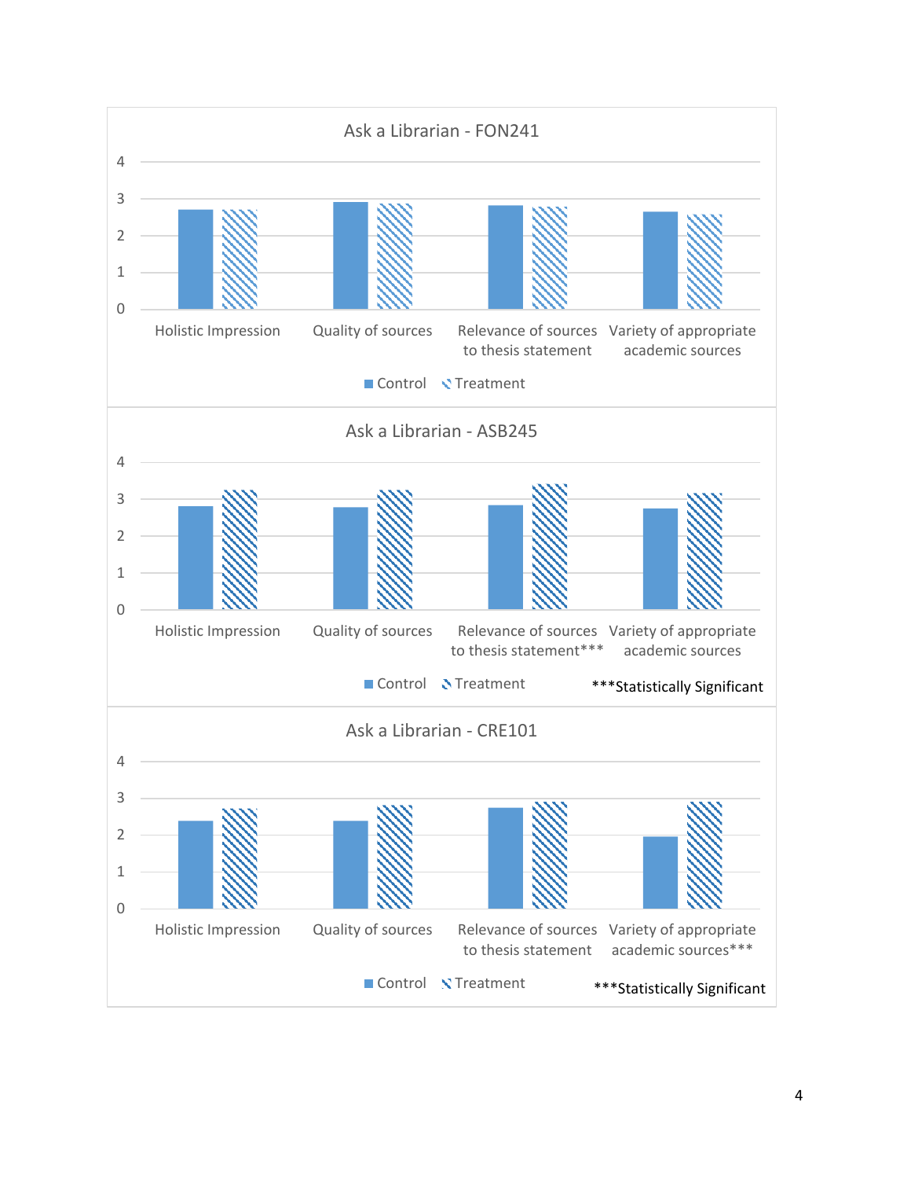Ask a Librarian - FON241

4
3
2
1
0

Holistic Impression | Quality of sources | Relevance of sources to thesis statement | Variety of appropriate academic sources

Control | Treatment

Ask a Librarian - ASB245

4
3
2
1
0

Holistic Impression | Quality of sources | Relevance of sources to thesis statement*** | Variety of appropriate academic sources

Control | Treatment

***Statistically Significant

Ask a Librarian - CRE101

4
3
2
1
0

Holistic Impression | Quality of sources | Relevance of sources to thesis statement | Variety of appropriate academic sources***

Control | Treatment

***Statistically Significant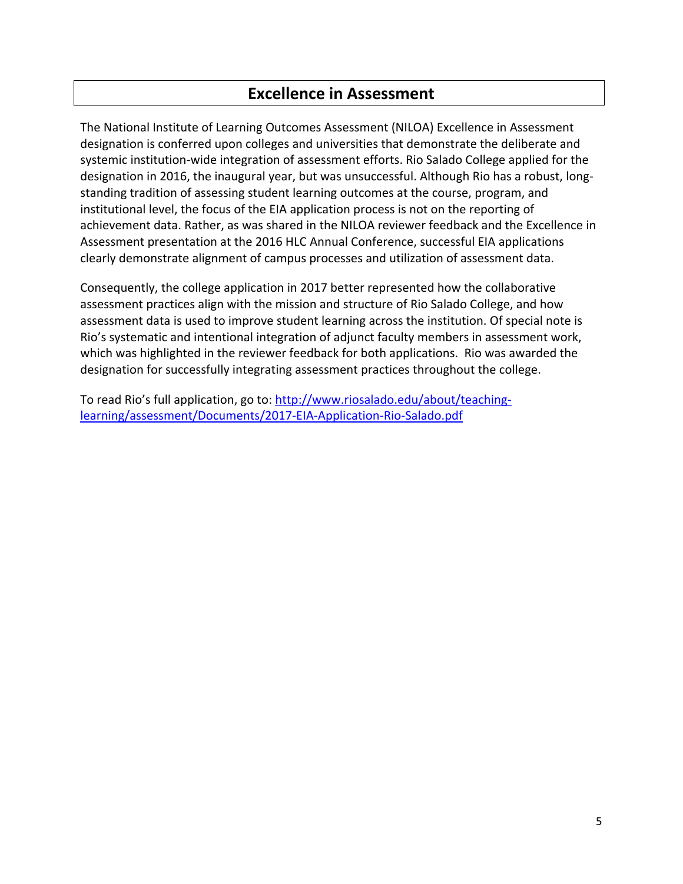# Excellence in Assessment

The National Institute of Learning Outcomes Assessment (NILOA) Excellence in Assessment designation is conferred upon colleges and universities that demonstrate the deliberate and systemic institution-wide integration of assessment efforts. Rio Salado College applied for the designation in 2016, the inaugural year, but was unsuccessful. Although Rio has a robust, long-standing tradition of assessing student learning outcomes at the course, program, and institutional level, the focus of the EIA application process is not on the reporting of achievement data. Rather, as was shared in the NILOA reviewer feedback and the Excellence in Assessment presentation at the 2016 HLC Annual Conference, successful EIA applications clearly demonstrate alignment of campus processes and utilization of assessment data.

Consequently, the college application in 2017 better represented how the collaborative assessment practices align with the mission and structure of Rio Salado College, and how assessment data is used to improve student learning across the institution. Of special note is Rio's systematic and intentional integration of adjunct faculty members in assessment work, which was highlighted in the reviewer feedback for both applications. Rio was awarded the designation for successfully integrating assessment practices throughout the college.

To read Rio's full application, go to: [http://www.riosalado.edu/about/teaching-learning/assessment/Documents/2017-EIA-Application-Rio-Salado.pdf](http://www.riosalado.edu/about/teaching-learning/assessment/Documents/2017-EIA-Application-Rio-Salado.pdf)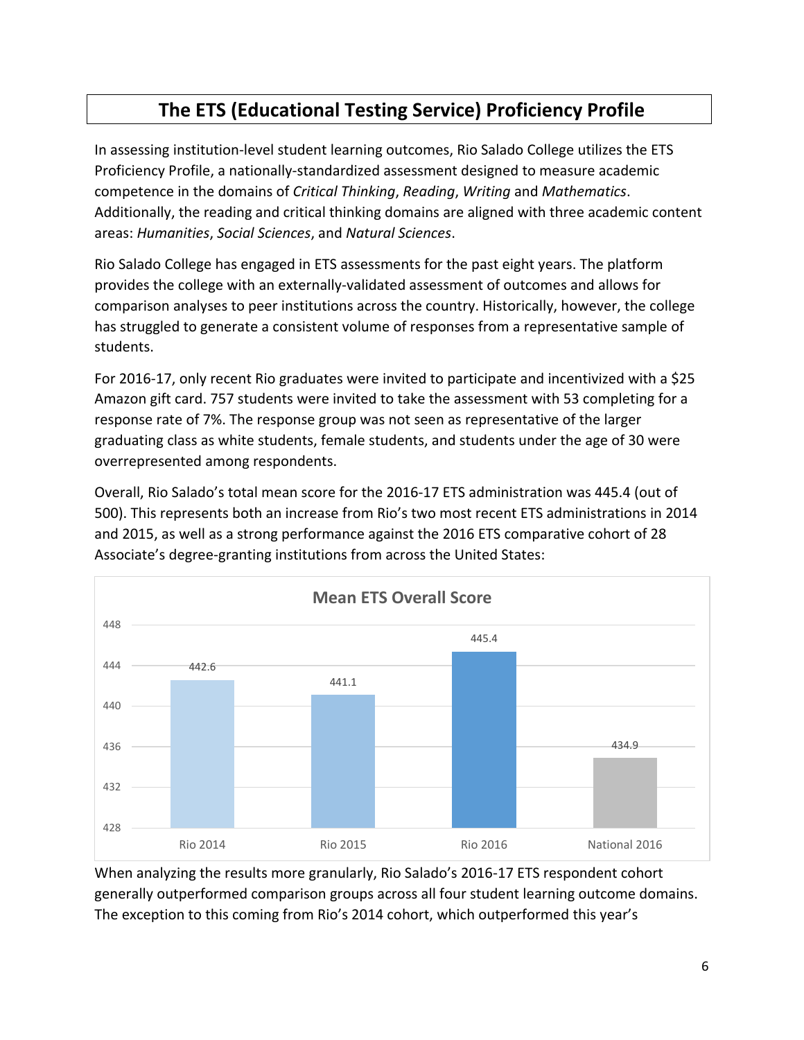# The ETS (Educational Testing Service) Proficiency Profile

In assessing institution-level student learning outcomes, Rio Salado College utilizes the ETS Proficiency Profile, a nationally-standardized assessment designed to measure academic competence in the domains of *Critical Thinking*, *Reading*, *Writing* and *Mathematics*. Additionally, the reading and critical thinking domains are aligned with three academic content areas: *Humanities*, *Social Sciences*, and *Natural Sciences*.

Rio Salado College has engaged in ETS assessments for the past eight years. The platform provides the college with an externally-validated assessment of outcomes and allows for comparison analyses to peer institutions across the country. Historically, however, the college has struggled to generate a consistent volume of responses from a representative sample of students.

For 2016-17, only recent Rio graduates were invited to participate and incentivized with a $25 Amazon gift card. 757 students were invited to take the assessment with 53 completing for a response rate of 7%. The response group was not seen as representative of the larger graduating class as white students, female students, and students under the age of 30 were overrepresented among respondents.

Overall, Rio Salado's total mean score for the 2016-17 ETS administration was 445.4 (out of 500). This represents both an increase from Rio's two most recent ETS administrations in 2014 and 2015, as well as a strong performance against the 2016 ETS comparative cohort of 28 Associate's degree-granting institutions from across the United States:

**Mean ETS Overall Score**

| | Rio 2014 | Rio 2015 | Rio 2016 | National 2016 |
|---|---|---|---|---|
| Mean ETS Overall Score | 442.6 | 441.1 | 445.4 | 434.9 |

When analyzing the results more granularly, Rio Salado's 2016-17 ETS respondent cohort generally outperformed comparison groups across all four student learning outcome domains. The exception to this coming from Rio's 2014 cohort, which outperformed this year's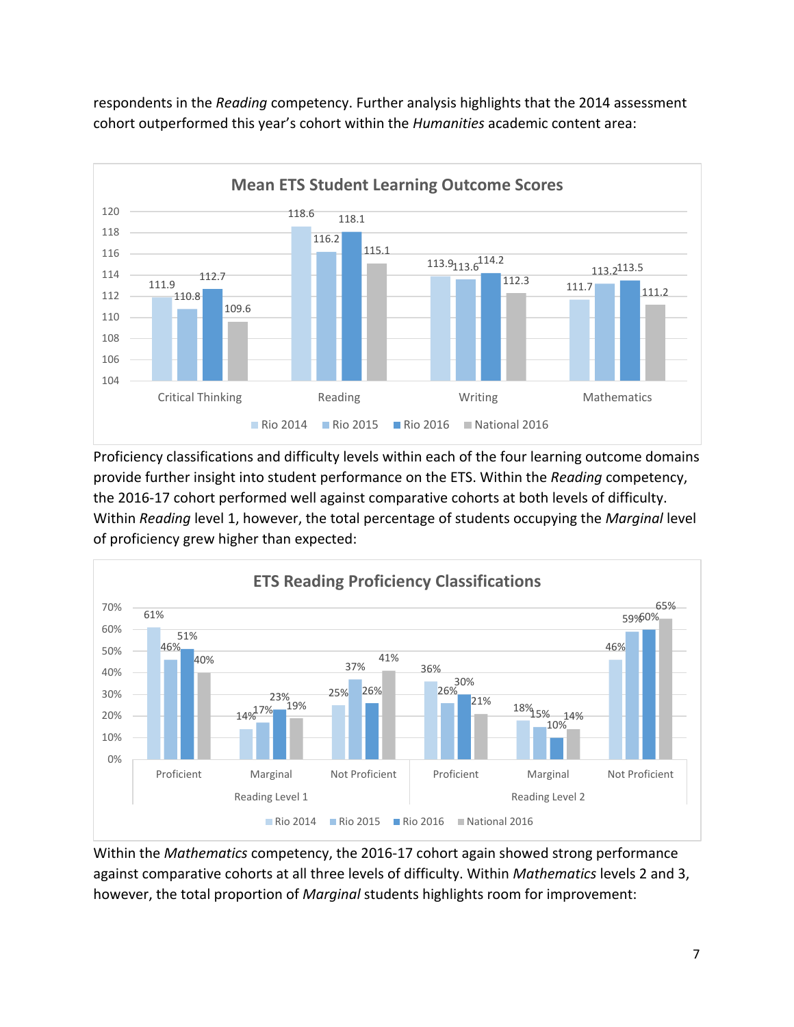respondents in the *Reading* competency. Further analysis highlights that the 2014 assessment cohort outperformed this year's cohort within the *Humanities* academic content area:

**Mean ETS Student Learning Outcome Scores**

| | Rio 2014 | Rio 2015 | Rio 2016 | National 2016 |
|---|---|---|---|---|
| Critical Thinking | 111.9 | 110.8 | 112.7 | 109.6 |
| Reading | 118.6 | 116.2 | 118.1 | 115.1 |
| Writing | 113.9 | 113.6 | 114.2 | 112.3 |
| Mathematics | 111.7 | 113.2 | 113.5 | 111.2 |

Proficiency classifications and difficulty levels within each of the four learning outcome domains provide further insight into student performance on the ETS. Within the *Reading* competency, the 2016-17 cohort performed well against comparative cohorts at both levels of difficulty. Within *Reading* level 1, however, the total percentage of students occupying the *Marginal* level of proficiency grew higher than expected:

**ETS Reading Proficiency Classifications**

| | | Rio 2014 | Rio 2015 | Rio 2016 | National 2016 |
|---|---|---|---|---|---|
| Reading Level 1 | Proficient | 61% | 46% | 51% | 40% |
| | Marginal | 14% | 17% | 23% | 19% |
| | Not Proficient | 25% | 37% | 26% | 41% |
| Reading Level 2 | Proficient | 36% | 26% | 30% | 21% |
| | Marginal | 18% | 15% | 10% | 14% |
| | Not Proficient | 46% | 59% | 60% | 65% |

Within the *Mathematics* competency, the 2016-17 cohort again showed strong performance against comparative cohorts at all three levels of difficulty. Within *Mathematics* levels 2 and 3, however, the total proportion of *Marginal* students highlights room for improvement: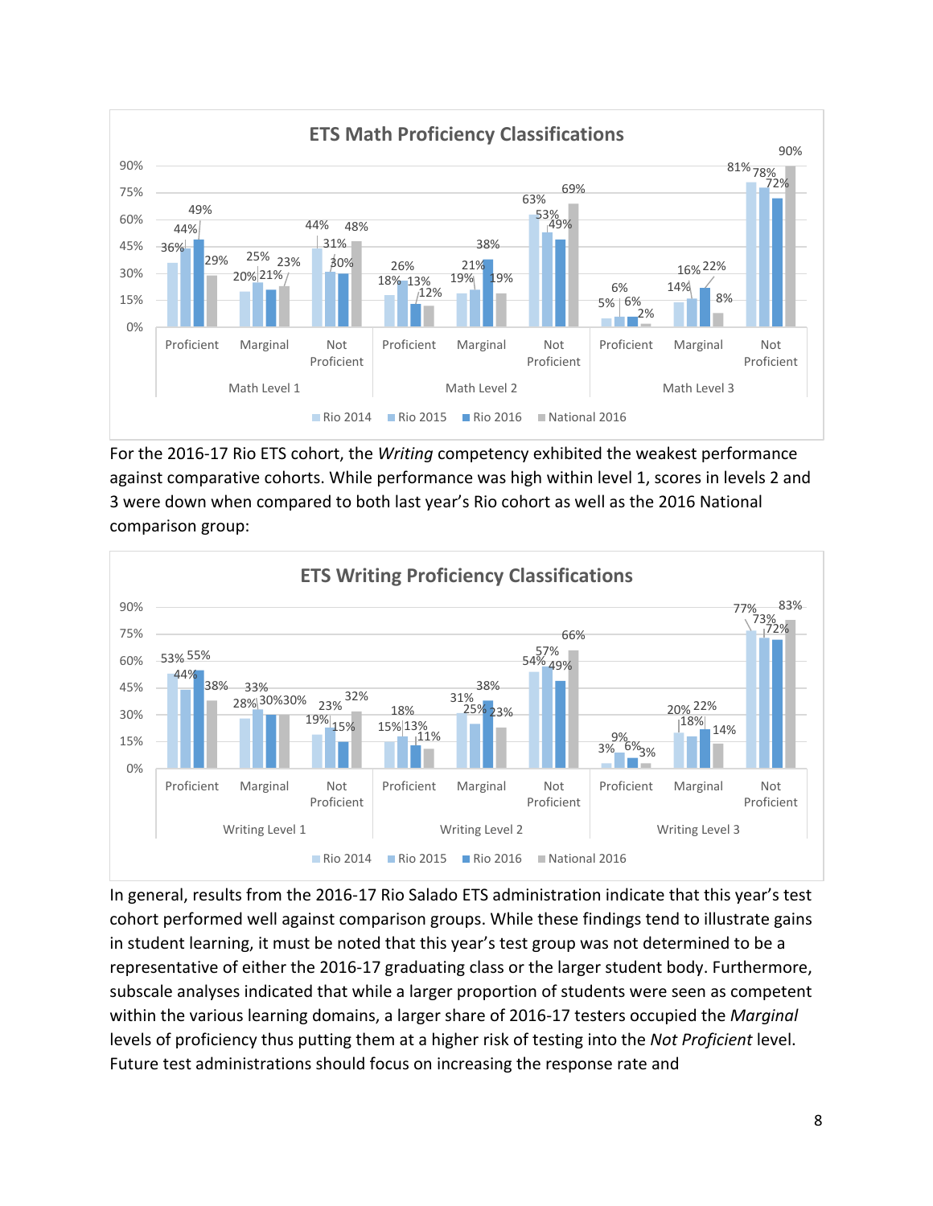**ETS Math Proficiency Classifications**

| | | Rio 2014 | Rio 2015 | Rio 2016 | National 2016 |
|---|---|---|---|---|---|
| Math Level 1 | Proficient | 36% | 44% | 49% | 29% |
| | Marginal | 20% | 25% | 21% | 23% |
| | Not Proficient | 44% | 31% | 30% | 48% |
| Math Level 2 | Proficient | 18% | 26% | 13% | 12% |
| | Marginal | 19% | 21% | 38% | 19% |
| | Not Proficient | 63% | 53% | 49% | 69% |
| Math Level 3 | Proficient | 5% | 6% | 6% | 2% |
| | Marginal | 14% | 16% | 22% | 8% |
| | Not Proficient | 81% | 78% | 72% | 90% |

For the 2016-17 Rio ETS cohort, the *Writing* competency exhibited the weakest performance against comparative cohorts. While performance was high within level 1, scores in levels 2 and 3 were down when compared to both last year's Rio cohort as well as the 2016 National comparison group:

**ETS Writing Proficiency Classifications**

| | | Rio 2014 | Rio 2015 | Rio 2016 | National 2016 |
|---|---|---|---|---|---|
| Writing Level 1 | Proficient | 53% | 44% | 55% | 38% |
| | Marginal | 28% | 33% | 30% | 30% |
| | Not Proficient | 19% | 23% | 15% | 32% |
| Writing Level 2 | Proficient | 15% | 18% | 13% | 11% |
| | Marginal | 31% | 25% | 38% | 23% |
| | Not Proficient | 54% | 57% | 49% | 66% |
| Writing Level 3 | Proficient | 3% | 9% | 6% | 3% |
| | Marginal | 20% | 18% | 22% | 14% |
| | Not Proficient | 77% | 73% | 72% | 83% |

In general, results from the 2016-17 Rio Salado ETS administration indicate that this year's test cohort performed well against comparison groups. While these findings tend to illustrate gains in student learning, it must be noted that this year's test group was not determined to be a representative of either the 2016-17 graduating class or the larger student body. Furthermore, subscale analyses indicated that while a larger proportion of students were seen as competent within the various learning domains, a larger share of 2016-17 testers occupied the *Marginal* levels of proficiency thus putting them at a higher risk of testing into the *Not Proficient* level. Future test administrations should focus on increasing the response rate and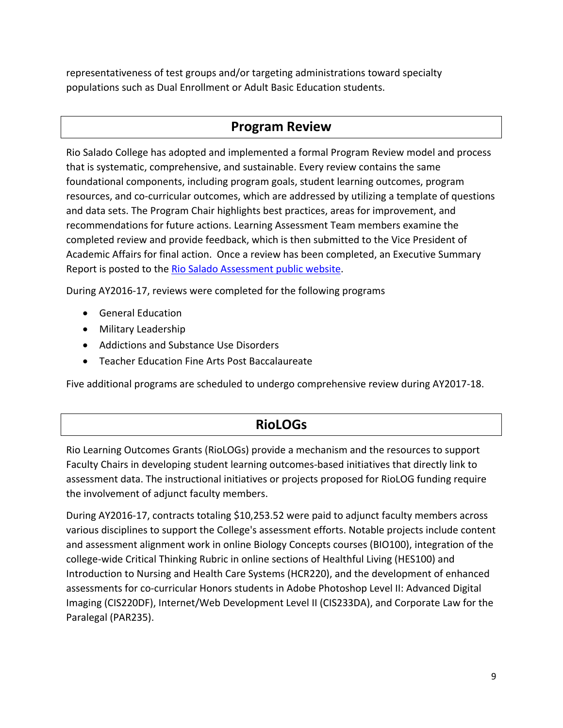representativeness of test groups and/or targeting administrations toward specialty populations such as Dual Enrollment or Adult Basic Education students.

## Program Review

Rio Salado College has adopted and implemented a formal Program Review model and process that is systematic, comprehensive, and sustainable. Every review contains the same foundational components, including program goals, student learning outcomes, program resources, and co-curricular outcomes, which are addressed by utilizing a template of questions and data sets. The Program Chair highlights best practices, areas for improvement, and recommendations for future actions. Learning Assessment Team members examine the completed review and provide feedback, which is then submitted to the Vice President of Academic Affairs for final action. Once a review has been completed, an Executive Summary Report is posted to the Rio Salado Assessment public website.

During AY2016-17, reviews were completed for the following programs

- General Education
- Military Leadership
- Addictions and Substance Use Disorders
- Teacher Education Fine Arts Post Baccalaureate

Five additional programs are scheduled to undergo comprehensive review during AY2017-18.

## RioLOGs

Rio Learning Outcomes Grants (RioLOGs) provide a mechanism and the resources to support Faculty Chairs in developing student learning outcomes-based initiatives that directly link to assessment data. The instructional initiatives or projects proposed for RioLOG funding require the involvement of adjunct faculty members.

During AY2016-17, contracts totaling $10,253.52 were paid to adjunct faculty members across various disciplines to support the College's assessment efforts. Notable projects include content and assessment alignment work in online Biology Concepts courses (BIO100), integration of the college-wide Critical Thinking Rubric in online sections of Healthful Living (HES100) and Introduction to Nursing and Health Care Systems (HCR220), and the development of enhanced assessments for co-curricular Honors students in Adobe Photoshop Level II: Advanced Digital Imaging (CIS220DF), Internet/Web Development Level II (CIS233DA), and Corporate Law for the Paralegal (PAR235).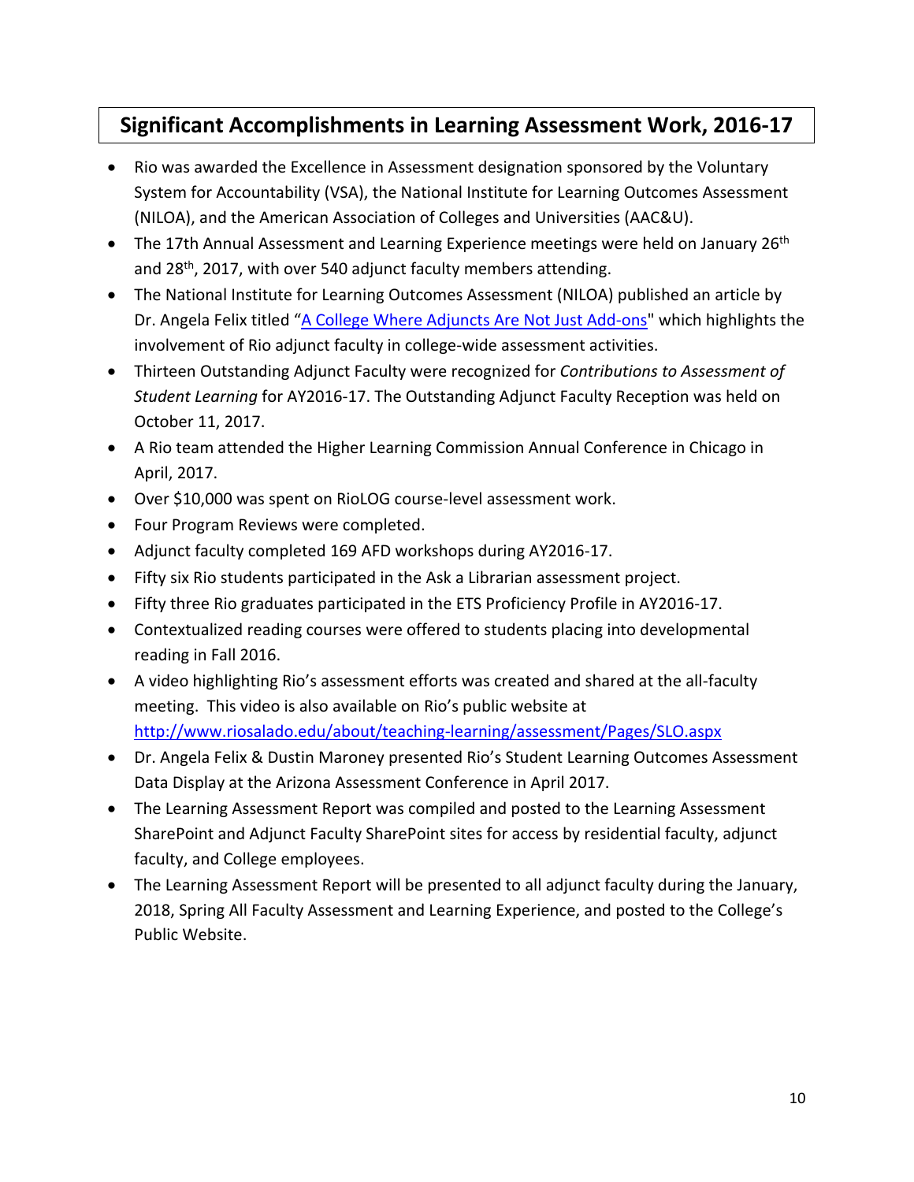## Significant Accomplishments in Learning Assessment Work, 2016-17

- Rio was awarded the Excellence in Assessment designation sponsored by the Voluntary System for Accountability (VSA), the National Institute for Learning Outcomes Assessment (NILOA), and the American Association of Colleges and Universities (AAC&U).
- The 17th Annual Assessment and Learning Experience meetings were held on January 26th and 28th, 2017, with over 540 adjunct faculty members attending.
- The National Institute for Learning Outcomes Assessment (NILOA) published an article by Dr. Angela Felix titled "A College Where Adjuncts Are Not Just Add-ons" which highlights the involvement of Rio adjunct faculty in college-wide assessment activities.
- Thirteen Outstanding Adjunct Faculty were recognized for *Contributions to Assessment of Student Learning* for AY2016-17. The Outstanding Adjunct Faculty Reception was held on October 11, 2017.
- A Rio team attended the Higher Learning Commission Annual Conference in Chicago in April, 2017.
- Over $10,000 was spent on RioLOG course-level assessment work.
- Four Program Reviews were completed.
- Adjunct faculty completed 169 AFD workshops during AY2016-17.
- Fifty six Rio students participated in the Ask a Librarian assessment project.
- Fifty three Rio graduates participated in the ETS Proficiency Profile in AY2016-17.
- Contextualized reading courses were offered to students placing into developmental reading in Fall 2016.
- A video highlighting Rio's assessment efforts was created and shared at the all-faculty meeting. This video is also available on Rio's public website at http://www.riosalado.edu/about/teaching-learning/assessment/Pages/SLO.aspx
- Dr. Angela Felix & Dustin Maroney presented Rio's Student Learning Outcomes Assessment Data Display at the Arizona Assessment Conference in April 2017.
- The Learning Assessment Report was compiled and posted to the Learning Assessment SharePoint and Adjunct Faculty SharePoint sites for access by residential faculty, adjunct faculty, and College employees.
- The Learning Assessment Report will be presented to all adjunct faculty during the January, 2018, Spring All Faculty Assessment and Learning Experience, and posted to the College's Public Website.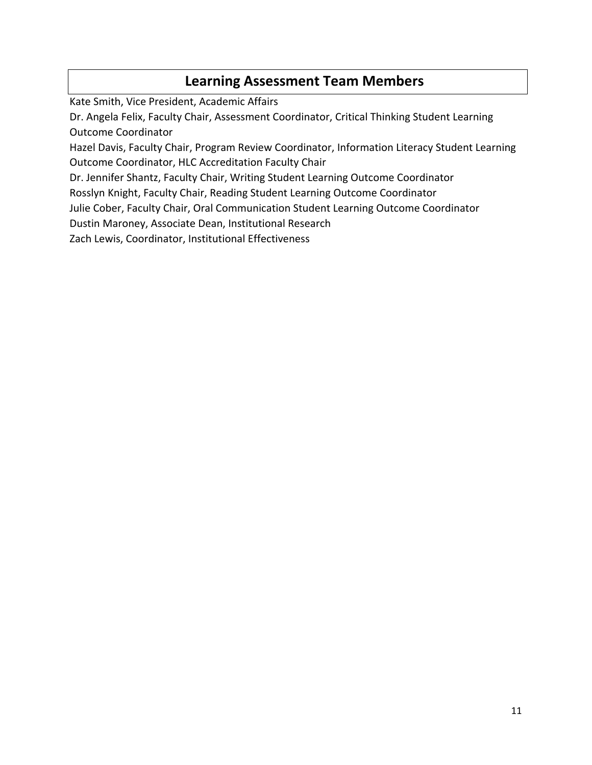## Learning Assessment Team Members

Kate Smith, Vice President, Academic Affairs

Dr. Angela Felix, Faculty Chair, Assessment Coordinator, Critical Thinking Student Learning Outcome Coordinator

Hazel Davis, Faculty Chair, Program Review Coordinator, Information Literacy Student Learning Outcome Coordinator, HLC Accreditation Faculty Chair

Dr. Jennifer Shantz, Faculty Chair, Writing Student Learning Outcome Coordinator

Rosslyn Knight, Faculty Chair, Reading Student Learning Outcome Coordinator

Julie Cober, Faculty Chair, Oral Communication Student Learning Outcome Coordinator

Dustin Maroney, Associate Dean, Institutional Research

Zach Lewis, Coordinator, Institutional Effectiveness